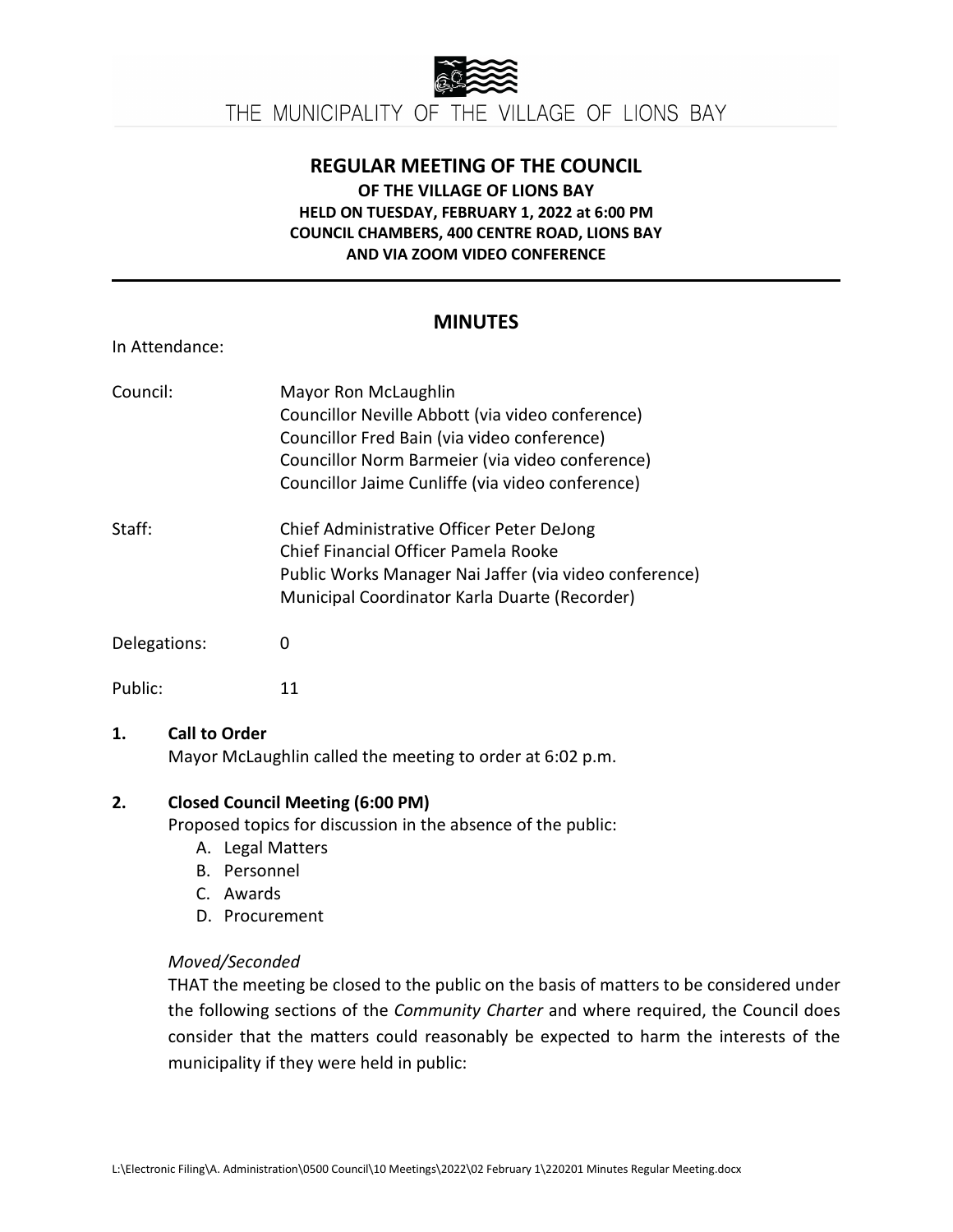THE MUNICIPALITY OF THE VILLAGE OF LIONS BAY

# REGULAR MEETING OF THE COUNCIL

**OF THE VILLAGE OF LIONS BAY**
**HELD ON TUESDAY, FEBRUARY 1, 2022 at 6:00 PM**
**COUNCIL CHAMBERS, 400 CENTRE ROAD, LIONS BAY**
**AND VIA ZOOM VIDEO CONFERENCE**

## MINUTES

In Attendance:

Council: Mayor Ron McLaughlin
Councillor Neville Abbott (via video conference)
Councillor Fred Bain (via video conference)
Councillor Norm Barmeier (via video conference)
Councillor Jaime Cunliffe (via video conference)

Staff: Chief Administrative Officer Peter DeJong
Chief Financial Officer Pamela Rooke
Public Works Manager Nai Jaffer (via video conference)
Municipal Coordinator Karla Duarte (Recorder)

Delegations: 0

Public: 11

**1. Call to Order**

Mayor McLaughlin called the meeting to order at 6:02 p.m.

**2. Closed Council Meeting (6:00 PM)**

Proposed topics for discussion in the absence of the public:

A. Legal Matters
B. Personnel
C. Awards
D. Procurement

*Moved/Seconded*

THAT the meeting be closed to the public on the basis of matters to be considered under the following sections of the *Community Charter* and where required, the Council does consider that the matters could reasonably be expected to harm the interests of the municipality if they were held in public: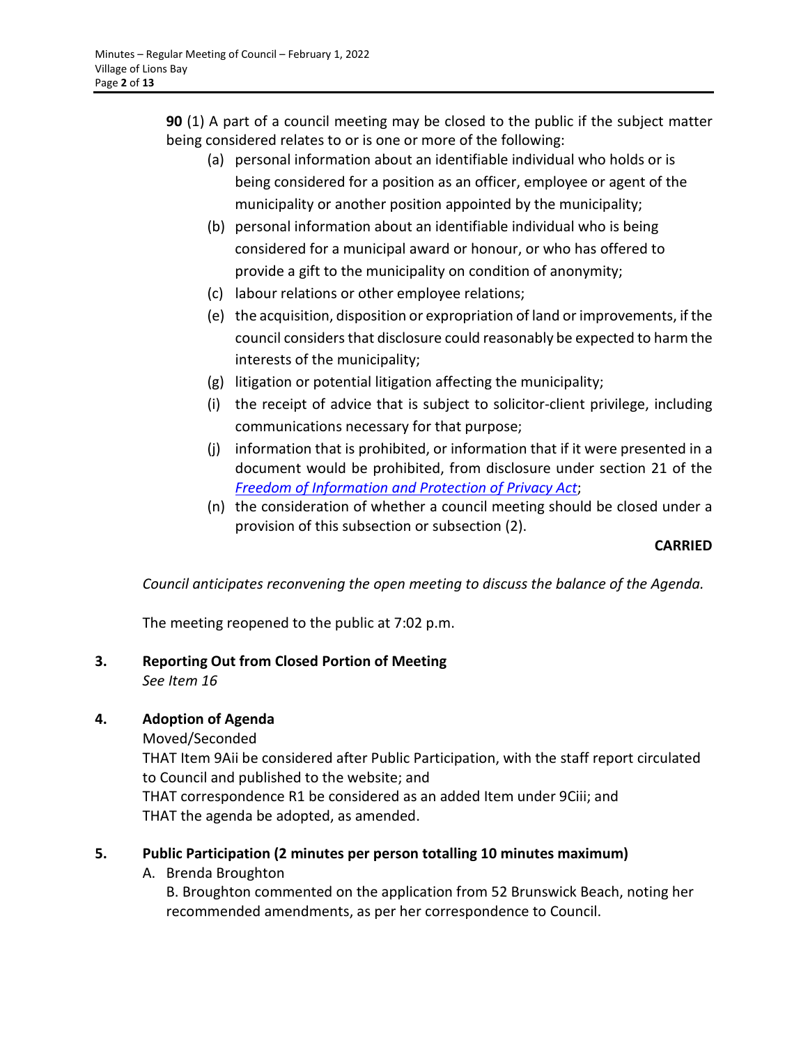**90** (1) A part of a council meeting may be closed to the public if the subject matter being considered relates to or is one or more of the following:

(a) personal information about an identifiable individual who holds or is being considered for a position as an officer, employee or agent of the municipality or another position appointed by the municipality;

(b) personal information about an identifiable individual who is being considered for a municipal award or honour, or who has offered to provide a gift to the municipality on condition of anonymity;

(c) labour relations or other employee relations;

(e) the acquisition, disposition or expropriation of land or improvements, if the council considers that disclosure could reasonably be expected to harm the interests of the municipality;

(g) litigation or potential litigation affecting the municipality;

(i) the receipt of advice that is subject to solicitor-client privilege, including communications necessary for that purpose;

(j) information that is prohibited, or information that if it were presented in a document would be prohibited, from disclosure under section 21 of the *Freedom of Information and Protection of Privacy Act*;

(n) the consideration of whether a council meeting should be closed under a provision of this subsection or subsection (2).

**CARRIED**

*Council anticipates reconvening the open meeting to discuss the balance of the Agenda.*

The meeting reopened to the public at 7:02 p.m.

## 3. Reporting Out from Closed Portion of Meeting

*See Item 16*

## 4. Adoption of Agenda

Moved/Seconded

THAT Item 9Aii be considered after Public Participation, with the staff report circulated to Council and published to the website; and

THAT correspondence R1 be considered as an added Item under 9Ciii; and

THAT the agenda be adopted, as amended.

## 5. Public Participation (2 minutes per person totalling 10 minutes maximum)

A. Brenda Broughton

B. Broughton commented on the application from 52 Brunswick Beach, noting her recommended amendments, as per her correspondence to Council.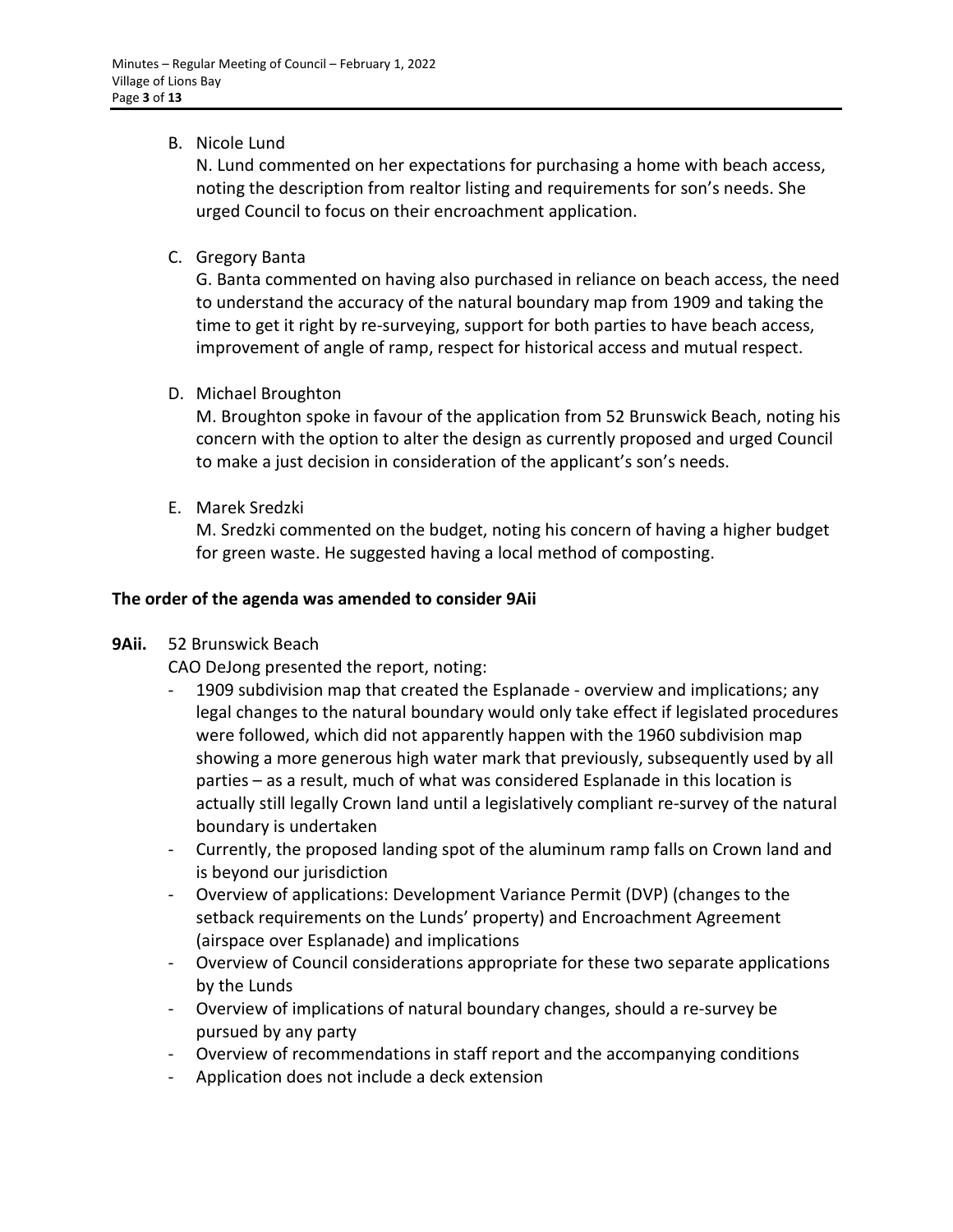B. Nicole Lund

N. Lund commented on her expectations for purchasing a home with beach access, noting the description from realtor listing and requirements for son's needs. She urged Council to focus on their encroachment application.

C. Gregory Banta

G. Banta commented on having also purchased in reliance on beach access, the need to understand the accuracy of the natural boundary map from 1909 and taking the time to get it right by re-surveying, support for both parties to have beach access, improvement of angle of ramp, respect for historical access and mutual respect.

D. Michael Broughton

M. Broughton spoke in favour of the application from 52 Brunswick Beach, noting his concern with the option to alter the design as currently proposed and urged Council to make a just decision in consideration of the applicant's son's needs.

E. Marek Sredzki

M. Sredzki commented on the budget, noting his concern of having a higher budget for green waste. He suggested having a local method of composting.

**The order of the agenda was amended to consider 9Aii**

**9Aii.** 52 Brunswick Beach

CAO DeJong presented the report, noting:

- 1909 subdivision map that created the Esplanade - overview and implications; any legal changes to the natural boundary would only take effect if legislated procedures were followed, which did not apparently happen with the 1960 subdivision map showing a more generous high water mark that previously, subsequently used by all parties – as a result, much of what was considered Esplanade in this location is actually still legally Crown land until a legislatively compliant re-survey of the natural boundary is undertaken
- Currently, the proposed landing spot of the aluminum ramp falls on Crown land and is beyond our jurisdiction
- Overview of applications: Development Variance Permit (DVP) (changes to the setback requirements on the Lunds' property) and Encroachment Agreement (airspace over Esplanade) and implications
- Overview of Council considerations appropriate for these two separate applications by the Lunds
- Overview of implications of natural boundary changes, should a re-survey be pursued by any party
- Overview of recommendations in staff report and the accompanying conditions
- Application does not include a deck extension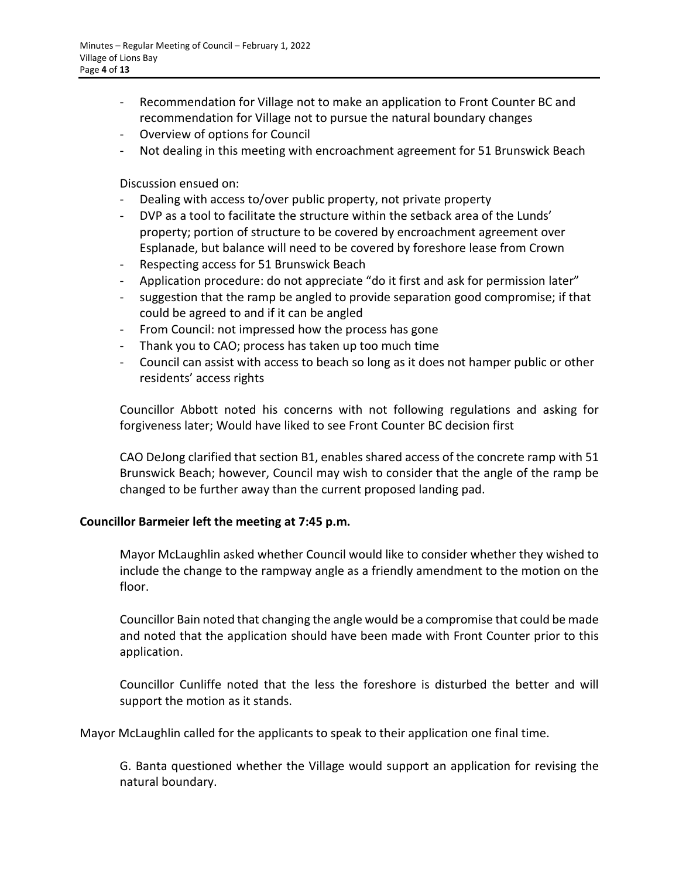- Recommendation for Village not to make an application to Front Counter BC and recommendation for Village not to pursue the natural boundary changes
- Overview of options for Council
- Not dealing in this meeting with encroachment agreement for 51 Brunswick Beach

Discussion ensued on:

- Dealing with access to/over public property, not private property
- DVP as a tool to facilitate the structure within the setback area of the Lunds' property; portion of structure to be covered by encroachment agreement over Esplanade, but balance will need to be covered by foreshore lease from Crown
- Respecting access for 51 Brunswick Beach
- Application procedure: do not appreciate "do it first and ask for permission later"
- suggestion that the ramp be angled to provide separation good compromise; if that could be agreed to and if it can be angled
- From Council: not impressed how the process has gone
- Thank you to CAO; process has taken up too much time
- Council can assist with access to beach so long as it does not hamper public or other residents' access rights

Councillor Abbott noted his concerns with not following regulations and asking for forgiveness later; Would have liked to see Front Counter BC decision first

CAO DeJong clarified that section B1, enables shared access of the concrete ramp with 51 Brunswick Beach; however, Council may wish to consider that the angle of the ramp be changed to be further away than the current proposed landing pad.

**Councillor Barmeier left the meeting at 7:45 p.m.**

Mayor McLaughlin asked whether Council would like to consider whether they wished to include the change to the rampway angle as a friendly amendment to the motion on the floor.

Councillor Bain noted that changing the angle would be a compromise that could be made and noted that the application should have been made with Front Counter prior to this application.

Councillor Cunliffe noted that the less the foreshore is disturbed the better and will support the motion as it stands.

Mayor McLaughlin called for the applicants to speak to their application one final time.

G. Banta questioned whether the Village would support an application for revising the natural boundary.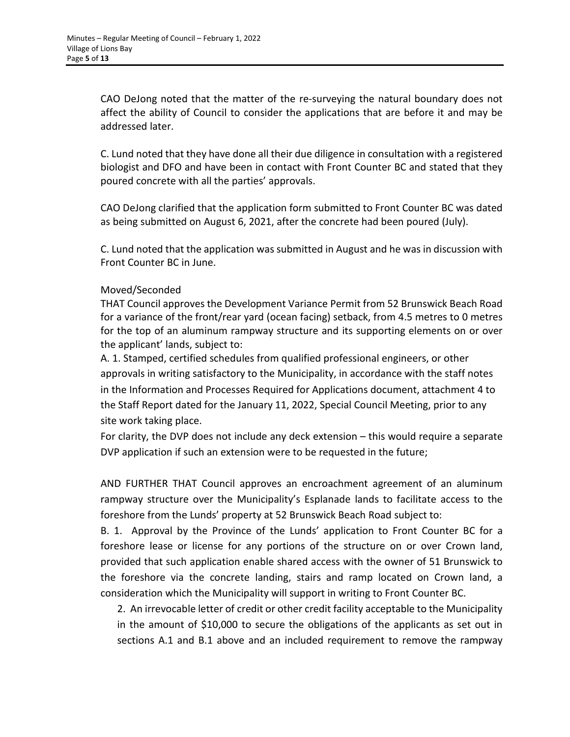CAO DeJong noted that the matter of the re-surveying the natural boundary does not affect the ability of Council to consider the applications that are before it and may be addressed later.

C. Lund noted that they have done all their due diligence in consultation with a registered biologist and DFO and have been in contact with Front Counter BC and stated that they poured concrete with all the parties' approvals.

CAO DeJong clarified that the application form submitted to Front Counter BC was dated as being submitted on August 6, 2021, after the concrete had been poured (July).

C. Lund noted that the application was submitted in August and he was in discussion with Front Counter BC in June.

Moved/Seconded

THAT Council approves the Development Variance Permit from 52 Brunswick Beach Road for a variance of the front/rear yard (ocean facing) setback, from 4.5 metres to 0 metres for the top of an aluminum rampway structure and its supporting elements on or over the applicant' lands, subject to:

A. 1. Stamped, certified schedules from qualified professional engineers, or other approvals in writing satisfactory to the Municipality, in accordance with the staff notes in the Information and Processes Required for Applications document, attachment 4 to the Staff Report dated for the January 11, 2022, Special Council Meeting, prior to any site work taking place.

For clarity, the DVP does not include any deck extension – this would require a separate DVP application if such an extension were to be requested in the future;

AND FURTHER THAT Council approves an encroachment agreement of an aluminum rampway structure over the Municipality's Esplanade lands to facilitate access to the foreshore from the Lunds' property at 52 Brunswick Beach Road subject to:

B. 1. Approval by the Province of the Lunds' application to Front Counter BC for a foreshore lease or license for any portions of the structure on or over Crown land, provided that such application enable shared access with the owner of 51 Brunswick to the foreshore via the concrete landing, stairs and ramp located on Crown land, a consideration which the Municipality will support in writing to Front Counter BC.

2. An irrevocable letter of credit or other credit facility acceptable to the Municipality in the amount of $10,000 to secure the obligations of the applicants as set out in sections A.1 and B.1 above and an included requirement to remove the rampway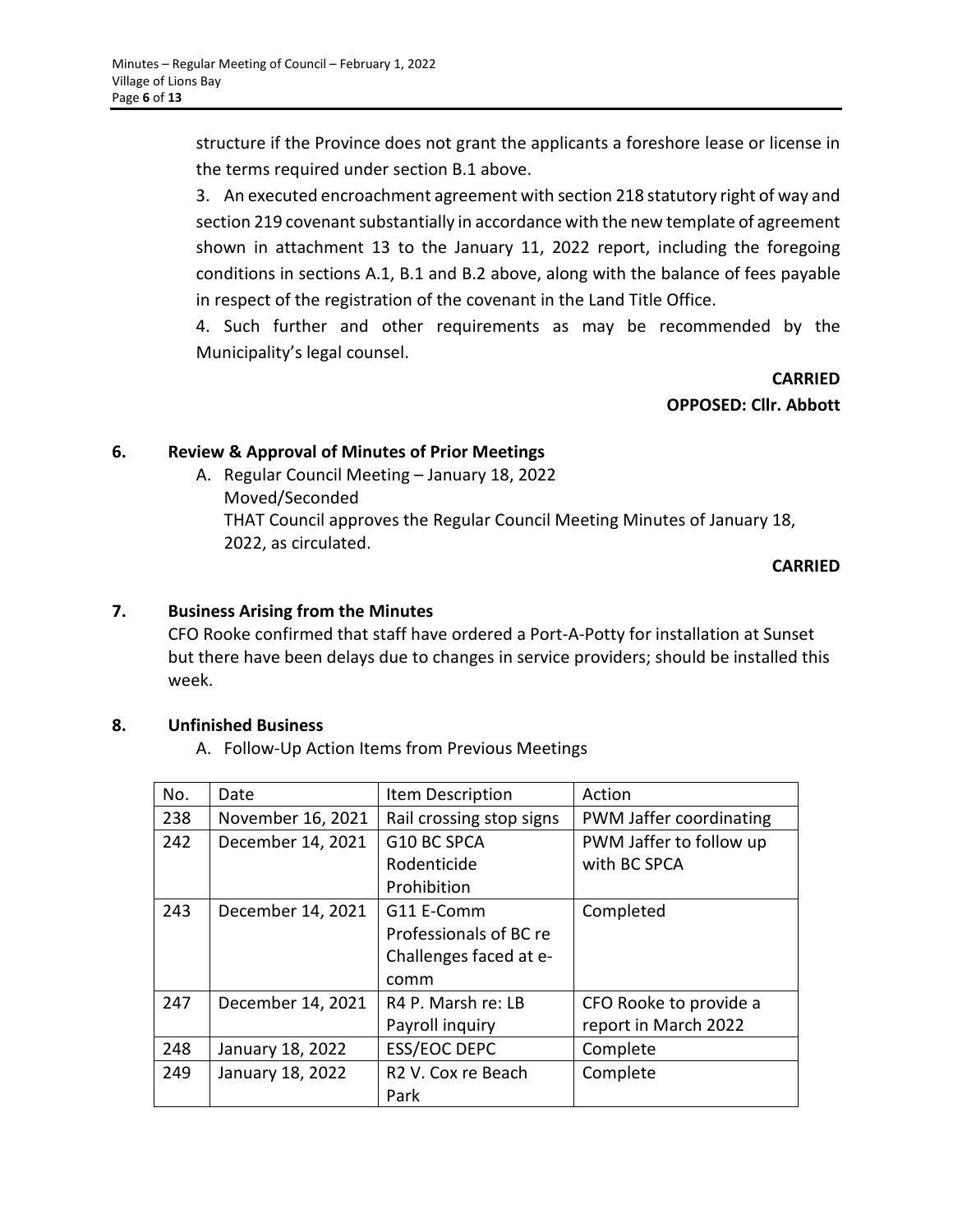structure if the Province does not grant the applicants a foreshore lease or license in the terms required under section B.1 above.

3. An executed encroachment agreement with section 218 statutory right of way and section 219 covenant substantially in accordance with the new template of agreement shown in attachment 13 to the January 11, 2022 report, including the foregoing conditions in sections A.1, B.1 and B.2 above, along with the balance of fees payable in respect of the registration of the covenant in the Land Title Office.

4. Such further and other requirements as may be recommended by the Municipality's legal counsel.

**CARRIED**
**OPPOSED: Cllr. Abbott**

## 6. Review & Approval of Minutes of Prior Meetings

A. Regular Council Meeting – January 18, 2022
Moved/Seconded
THAT Council approves the Regular Council Meeting Minutes of January 18, 2022, as circulated.

**CARRIED**

## 7. Business Arising from the Minutes

CFO Rooke confirmed that staff have ordered a Port-A-Potty for installation at Sunset but there have been delays due to changes in service providers; should be installed this week.

## 8. Unfinished Business

A. Follow-Up Action Items from Previous Meetings

| No. | Date | Item Description | Action |
|---|---|---|---|
| 238 | November 16, 2021 | Rail crossing stop signs | PWM Jaffer coordinating |
| 242 | December 14, 2021 | G10 BC SPCA Rodenticide Prohibition | PWM Jaffer to follow up with BC SPCA |
| 243 | December 14, 2021 | G11 E-Comm Professionals of BC re Challenges faced at e-comm | Completed |
| 247 | December 14, 2021 | R4 P. Marsh re: LB Payroll inquiry | CFO Rooke to provide a report in March 2022 |
| 248 | January 18, 2022 | ESS/EOC DEPC | Complete |
| 249 | January 18, 2022 | R2 V. Cox re Beach Park | Complete |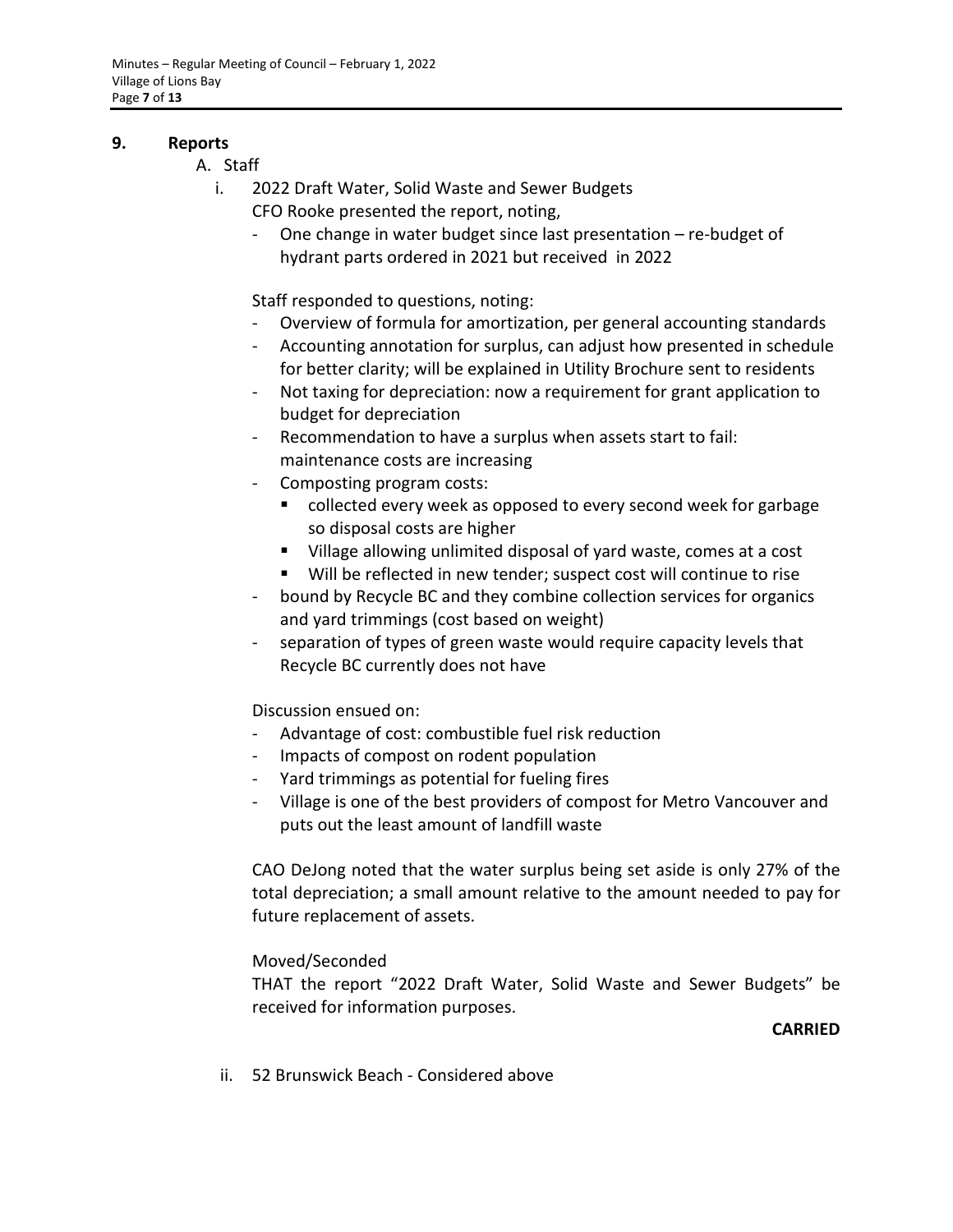## 9. Reports

A. Staff

i. 2022 Draft Water, Solid Waste and Sewer Budgets

CFO Rooke presented the report, noting,

- One change in water budget since last presentation – re-budget of hydrant parts ordered in 2021 but received in 2022

Staff responded to questions, noting:

- Overview of formula for amortization, per general accounting standards
- Accounting annotation for surplus, can adjust how presented in schedule for better clarity; will be explained in Utility Brochure sent to residents
- Not taxing for depreciation: now a requirement for grant application to budget for depreciation
- Recommendation to have a surplus when assets start to fail: maintenance costs are increasing
- Composting program costs:
  - collected every week as opposed to every second week for garbage so disposal costs are higher
  - Village allowing unlimited disposal of yard waste, comes at a cost
  - Will be reflected in new tender; suspect cost will continue to rise
- bound by Recycle BC and they combine collection services for organics and yard trimmings (cost based on weight)
- separation of types of green waste would require capacity levels that Recycle BC currently does not have

Discussion ensued on:

- Advantage of cost: combustible fuel risk reduction
- Impacts of compost on rodent population
- Yard trimmings as potential for fueling fires
- Village is one of the best providers of compost for Metro Vancouver and puts out the least amount of landfill waste

CAO DeJong noted that the water surplus being set aside is only 27% of the total depreciation; a small amount relative to the amount needed to pay for future replacement of assets.

Moved/Seconded

THAT the report "2022 Draft Water, Solid Waste and Sewer Budgets" be received for information purposes.

**CARRIED**

ii. 52 Brunswick Beach - Considered above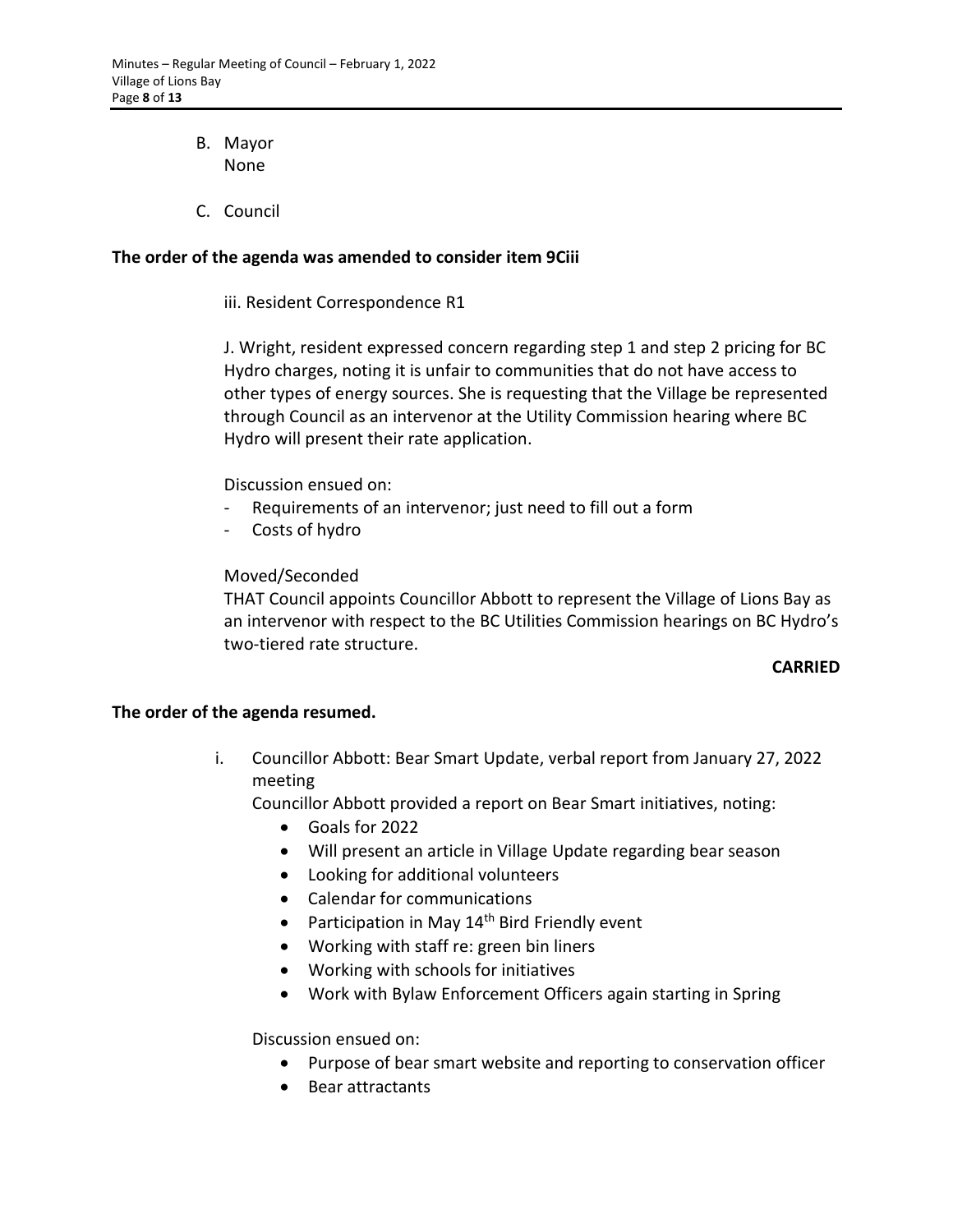B. Mayor
   None

C. Council

**The order of the agenda was amended to consider item 9Ciii**

iii. Resident Correspondence R1

J. Wright, resident expressed concern regarding step 1 and step 2 pricing for BC Hydro charges, noting it is unfair to communities that do not have access to other types of energy sources. She is requesting that the Village be represented through Council as an intervenor at the Utility Commission hearing where BC Hydro will present their rate application.

Discussion ensued on:

- Requirements of an intervenor; just need to fill out a form
- Costs of hydro

Moved/Seconded
THAT Council appoints Councillor Abbott to represent the Village of Lions Bay as an intervenor with respect to the BC Utilities Commission hearings on BC Hydro's two-tiered rate structure.

**CARRIED**

**The order of the agenda resumed.**

i. Councillor Abbott: Bear Smart Update, verbal report from January 27, 2022 meeting

Councillor Abbott provided a report on Bear Smart initiatives, noting:

- Goals for 2022
- Will present an article in Village Update regarding bear season
- Looking for additional volunteers
- Calendar for communications
- Participation in May 14th Bird Friendly event
- Working with staff re: green bin liners
- Working with schools for initiatives
- Work with Bylaw Enforcement Officers again starting in Spring

Discussion ensued on:

- Purpose of bear smart website and reporting to conservation officer
- Bear attractants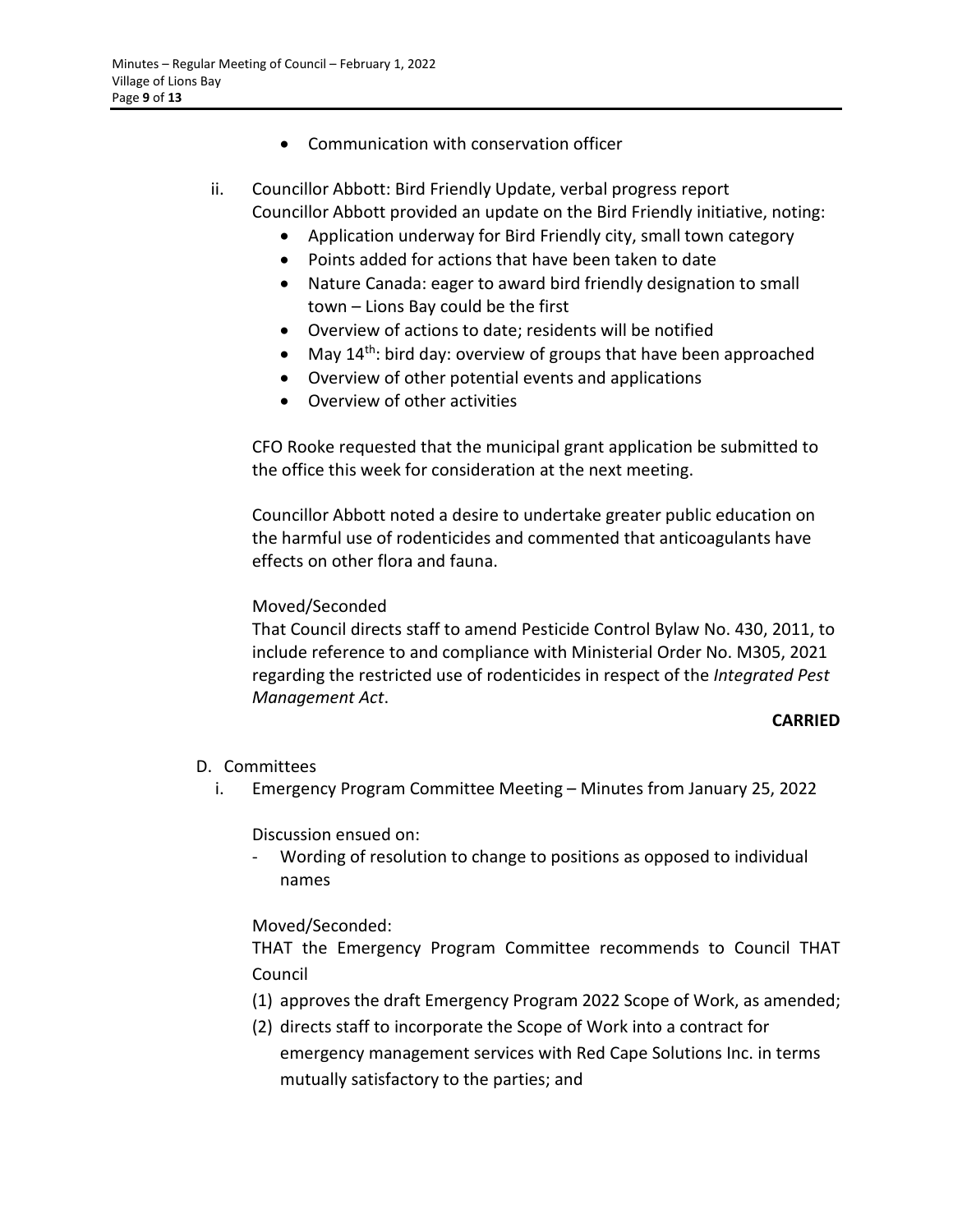- Communication with conservation officer

ii. Councillor Abbott: Bird Friendly Update, verbal progress report
Councillor Abbott provided an update on the Bird Friendly initiative, noting:
   - Application underway for Bird Friendly city, small town category
   - Points added for actions that have been taken to date
   - Nature Canada: eager to award bird friendly designation to small town – Lions Bay could be the first
   - Overview of actions to date; residents will be notified
   - May 14th: bird day: overview of groups that have been approached
   - Overview of other potential events and applications
   - Overview of other activities

CFO Rooke requested that the municipal grant application be submitted to the office this week for consideration at the next meeting.

Councillor Abbott noted a desire to undertake greater public education on the harmful use of rodenticides and commented that anticoagulants have effects on other flora and fauna.

Moved/Seconded
That Council directs staff to amend Pesticide Control Bylaw No. 430, 2011, to include reference to and compliance with Ministerial Order No. M305, 2021 regarding the restricted use of rodenticides in respect of the *Integrated Pest Management Act*.

**CARRIED**

D. Committees

i. Emergency Program Committee Meeting – Minutes from January 25, 2022

Discussion ensued on:

- Wording of resolution to change to positions as opposed to individual names

Moved/Seconded:
THAT the Emergency Program Committee recommends to Council THAT Council

(1) approves the draft Emergency Program 2022 Scope of Work, as amended;
(2) directs staff to incorporate the Scope of Work into a contract for emergency management services with Red Cape Solutions Inc. in terms mutually satisfactory to the parties; and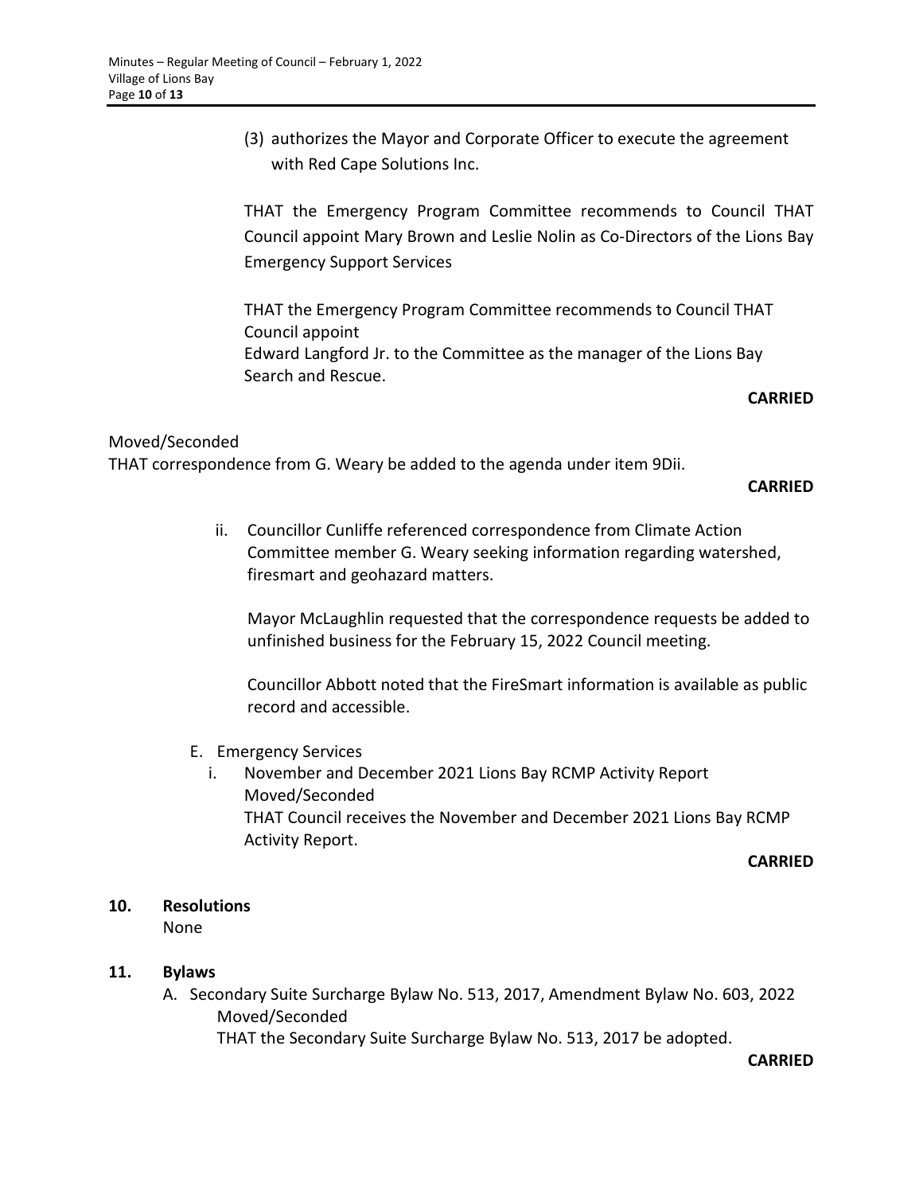(3) authorizes the Mayor and Corporate Officer to execute the agreement with Red Cape Solutions Inc.

THAT the Emergency Program Committee recommends to Council THAT Council appoint Mary Brown and Leslie Nolin as Co-Directors of the Lions Bay Emergency Support Services

THAT the Emergency Program Committee recommends to Council THAT Council appoint
Edward Langford Jr. to the Committee as the manager of the Lions Bay Search and Rescue.

**CARRIED**

Moved/Seconded
THAT correspondence from G. Weary be added to the agenda under item 9Dii.

**CARRIED**

ii. Councillor Cunliffe referenced correspondence from Climate Action Committee member G. Weary seeking information regarding watershed, firesmart and geohazard matters.

Mayor McLaughlin requested that the correspondence requests be added to unfinished business for the February 15, 2022 Council meeting.

Councillor Abbott noted that the FireSmart information is available as public record and accessible.

E. Emergency Services
   i. November and December 2021 Lions Bay RCMP Activity Report
      Moved/Seconded
      THAT Council receives the November and December 2021 Lions Bay RCMP Activity Report.

**CARRIED**

## 10. Resolutions

None

## 11. Bylaws

A. Secondary Suite Surcharge Bylaw No. 513, 2017, Amendment Bylaw No. 603, 2022
   Moved/Seconded
   THAT the Secondary Suite Surcharge Bylaw No. 513, 2017 be adopted.

**CARRIED**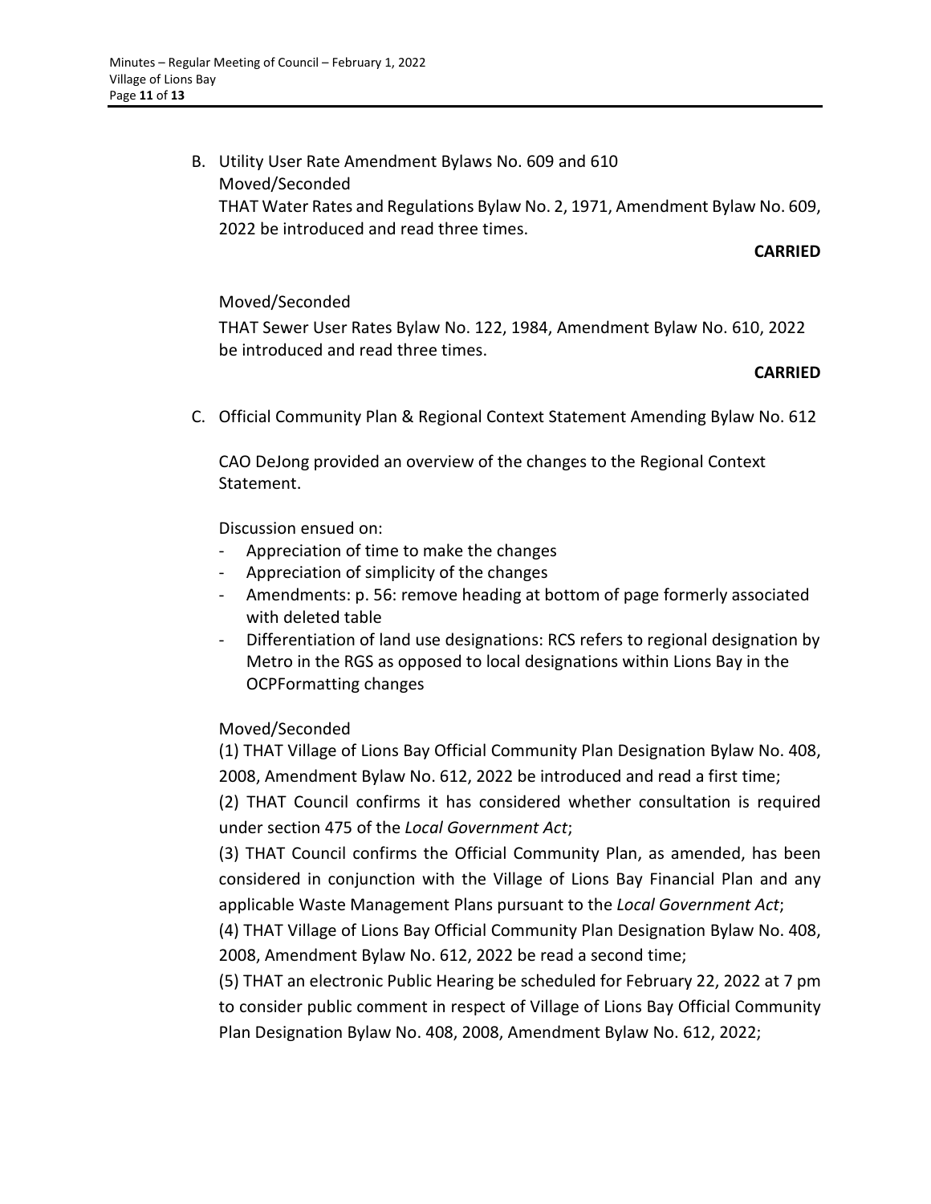B. Utility User Rate Amendment Bylaws No. 609 and 610

Moved/Seconded

THAT Water Rates and Regulations Bylaw No. 2, 1971, Amendment Bylaw No. 609, 2022 be introduced and read three times.

**CARRIED**

Moved/Seconded

THAT Sewer User Rates Bylaw No. 122, 1984, Amendment Bylaw No. 610, 2022 be introduced and read three times.

**CARRIED**

C. Official Community Plan & Regional Context Statement Amending Bylaw No. 612

CAO DeJong provided an overview of the changes to the Regional Context Statement.

Discussion ensued on:

- Appreciation of time to make the changes
- Appreciation of simplicity of the changes
- Amendments: p. 56: remove heading at bottom of page formerly associated with deleted table
- Differentiation of land use designations: RCS refers to regional designation by Metro in the RGS as opposed to local designations within Lions Bay in the OCPFormatting changes

Moved/Seconded

(1) THAT Village of Lions Bay Official Community Plan Designation Bylaw No. 408, 2008, Amendment Bylaw No. 612, 2022 be introduced and read a first time;

(2) THAT Council confirms it has considered whether consultation is required under section 475 of the *Local Government Act*;

(3) THAT Council confirms the Official Community Plan, as amended, has been considered in conjunction with the Village of Lions Bay Financial Plan and any applicable Waste Management Plans pursuant to the *Local Government Act*;

(4) THAT Village of Lions Bay Official Community Plan Designation Bylaw No. 408, 2008, Amendment Bylaw No. 612, 2022 be read a second time;

(5) THAT an electronic Public Hearing be scheduled for February 22, 2022 at 7 pm to consider public comment in respect of Village of Lions Bay Official Community Plan Designation Bylaw No. 408, 2008, Amendment Bylaw No. 612, 2022;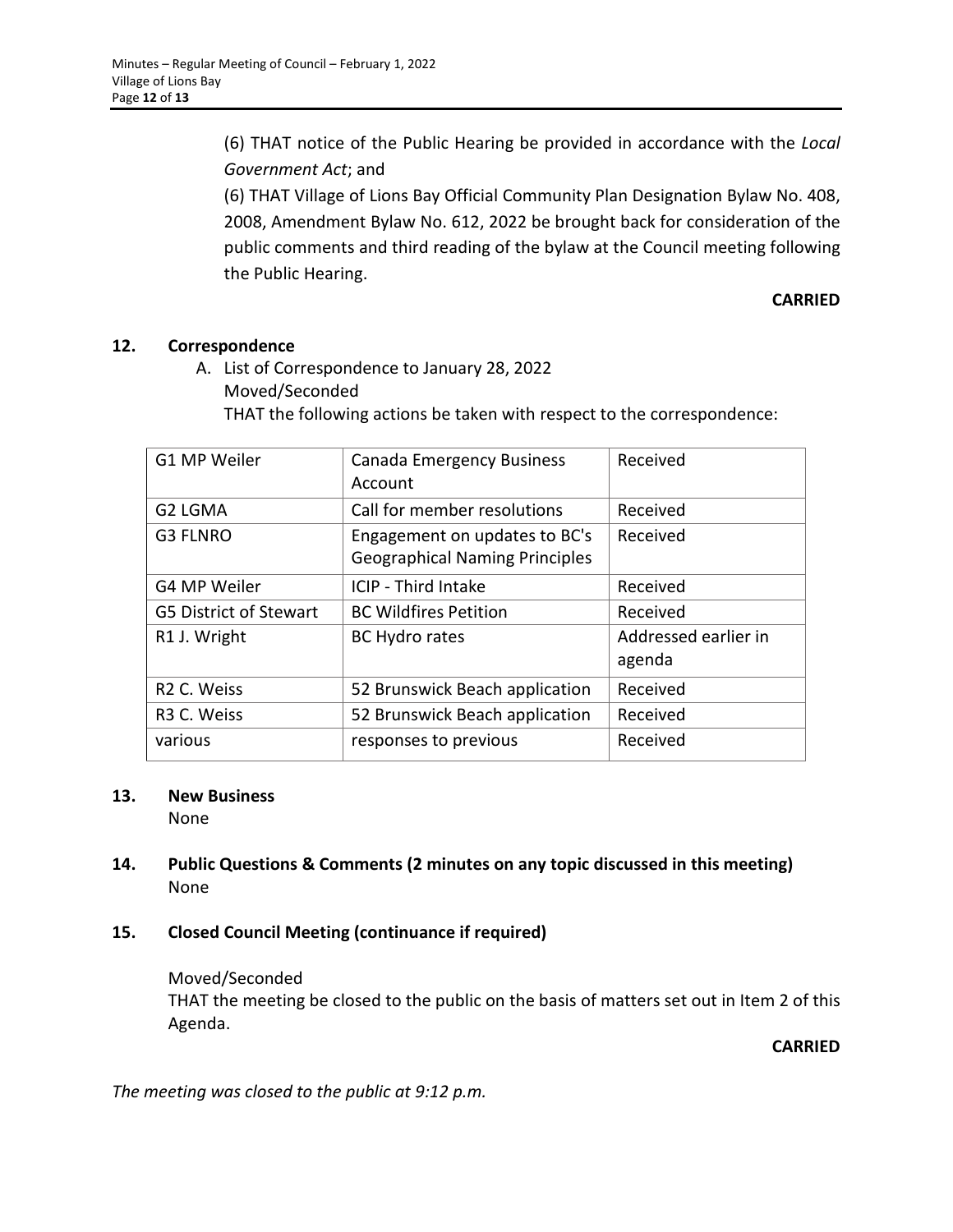(6) THAT notice of the Public Hearing be provided in accordance with the *Local Government Act*; and

(6) THAT Village of Lions Bay Official Community Plan Designation Bylaw No. 408, 2008, Amendment Bylaw No. 612, 2022 be brought back for consideration of the public comments and third reading of the bylaw at the Council meeting following the Public Hearing.

**CARRIED**

## 12. Correspondence

A. List of Correspondence to January 28, 2022
Moved/Seconded
THAT the following actions be taken with respect to the correspondence:

| | | |
|---|---|---|
| G1 MP Weiler | Canada Emergency Business Account | Received |
| G2 LGMA | Call for member resolutions | Received |
| G3 FLNRO | Engagement on updates to BC's Geographical Naming Principles | Received |
| G4 MP Weiler | ICIP - Third Intake | Received |
| G5 District of Stewart | BC Wildfires Petition | Received |
| R1 J. Wright | BC Hydro rates | Addressed earlier in agenda |
| R2 C. Weiss | 52 Brunswick Beach application | Received |
| R3 C. Weiss | 52 Brunswick Beach application | Received |
| various | responses to previous | Received |

## 13. New Business

None

## 14. Public Questions & Comments (2 minutes on any topic discussed in this meeting)

None

## 15. Closed Council Meeting (continuance if required)

Moved/Seconded
THAT the meeting be closed to the public on the basis of matters set out in Item 2 of this Agenda.

**CARRIED**

*The meeting was closed to the public at 9:12 p.m.*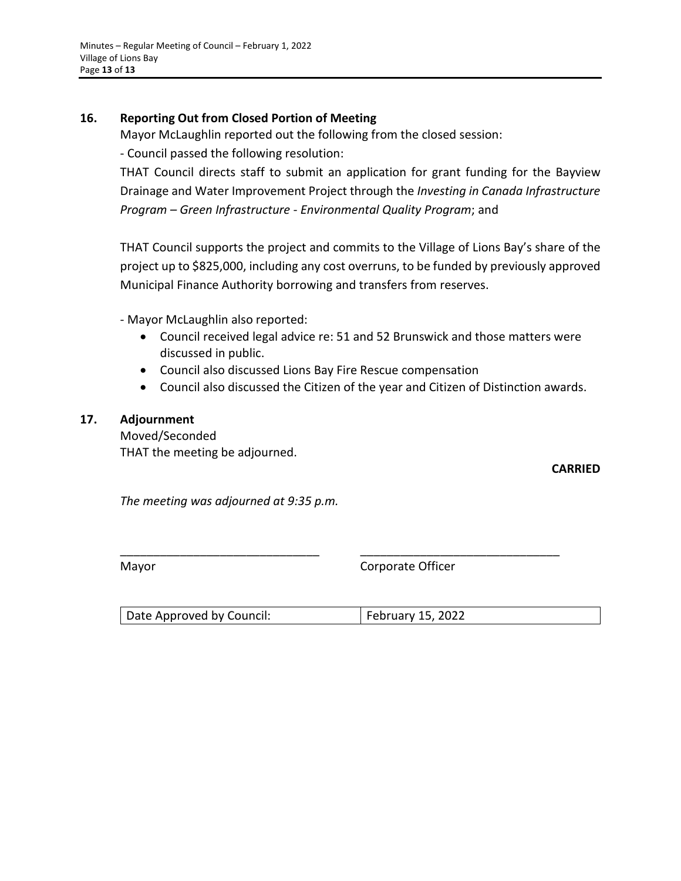## 16. Reporting Out from Closed Portion of Meeting

Mayor McLaughlin reported out the following from the closed session:

- Council passed the following resolution:

THAT Council directs staff to submit an application for grant funding for the Bayview Drainage and Water Improvement Project through the *Investing in Canada Infrastructure Program – Green Infrastructure - Environmental Quality Program*; and

THAT Council supports the project and commits to the Village of Lions Bay's share of the project up to $825,000, including any cost overruns, to be funded by previously approved Municipal Finance Authority borrowing and transfers from reserves.

- Mayor McLaughlin also reported:
  - Council received legal advice re: 51 and 52 Brunswick and those matters were discussed in public.
  - Council also discussed Lions Bay Fire Rescue compensation
  - Council also discussed the Citizen of the year and Citizen of Distinction awards.

## 17. Adjournment

Moved/Seconded
THAT the meeting be adjourned.

**CARRIED**

*The meeting was adjourned at 9:35 p.m.*

______________________________ ______________________________
Mayor Corporate Officer

| | |
|---|---|
| Date Approved by Council: | February 15, 2022 |